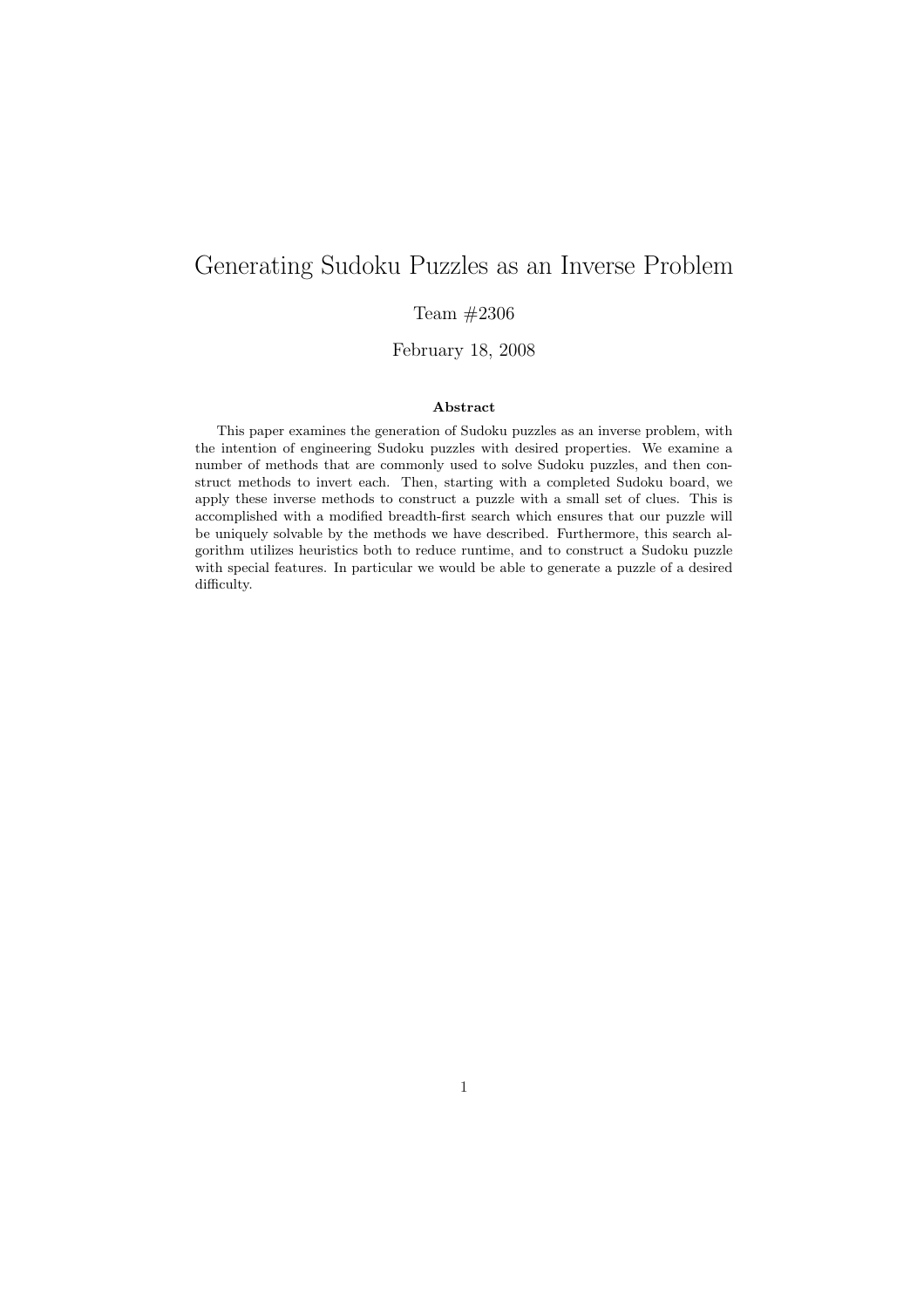# Generating Sudoku Puzzles as an Inverse Problem

Team #2306

February 18, 2008

**Abstract**

This paper examines the generation of Sudoku puzzles as an inverse problem, with the intention of engineering Sudoku puzzles with desired properties. We examine a number of methods that are commonly used to solve Sudoku puzzles, and then construct methods to invert each. Then, starting with a completed Sudoku board, we apply these inverse methods to construct a puzzle with a small set of clues. This is accomplished with a modified breadth-first search which ensures that our puzzle will be uniquely solvable by the methods we have described. Furthermore, this search algorithm utilizes heuristics both to reduce runtime, and to construct a Sudoku puzzle with special features. In particular we would be able to generate a puzzle of a desired difficulty.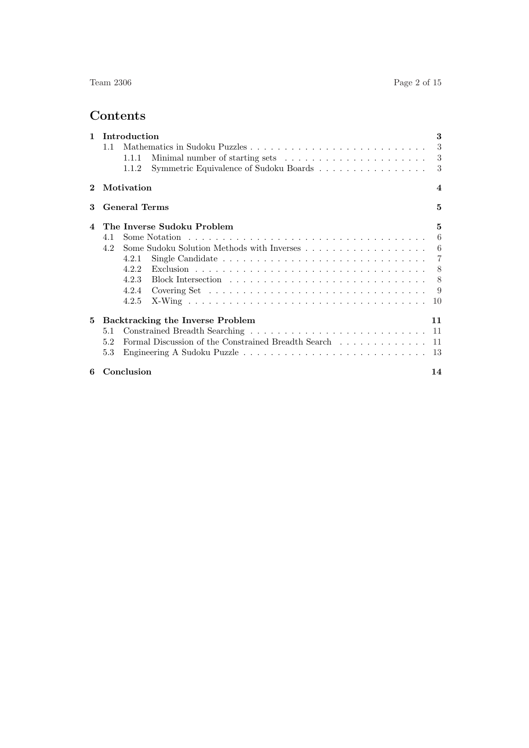# Contents

- **1 Introduction** — 3
  - 1.1 Mathematics in Sudoku Puzzles — 3
    - 1.1.1 Minimal number of starting sets — 3
    - 1.1.2 Symmetric Equivalence of Sudoku Boards — 3
- **2 Motivation** — 4
- **3 General Terms** — 5
- **4 The Inverse Sudoku Problem** — 5
  - 4.1 Some Notation — 6
  - 4.2 Some Sudoku Solution Methods with Inverses — 6
    - 4.2.1 Single Candidate — 7
    - 4.2.2 Exclusion — 8
    - 4.2.3 Block Intersection — 8
    - 4.2.4 Covering Set — 9
    - 4.2.5 X-Wing — 10
- **5 Backtracking the Inverse Problem** — 11
  - 5.1 Constrained Breadth Searching — 11
  - 5.2 Formal Discussion of the Constrained Breadth Search — 11
  - 5.3 Engineering A Sudoku Puzzle — 13
- **6 Conclusion** — 14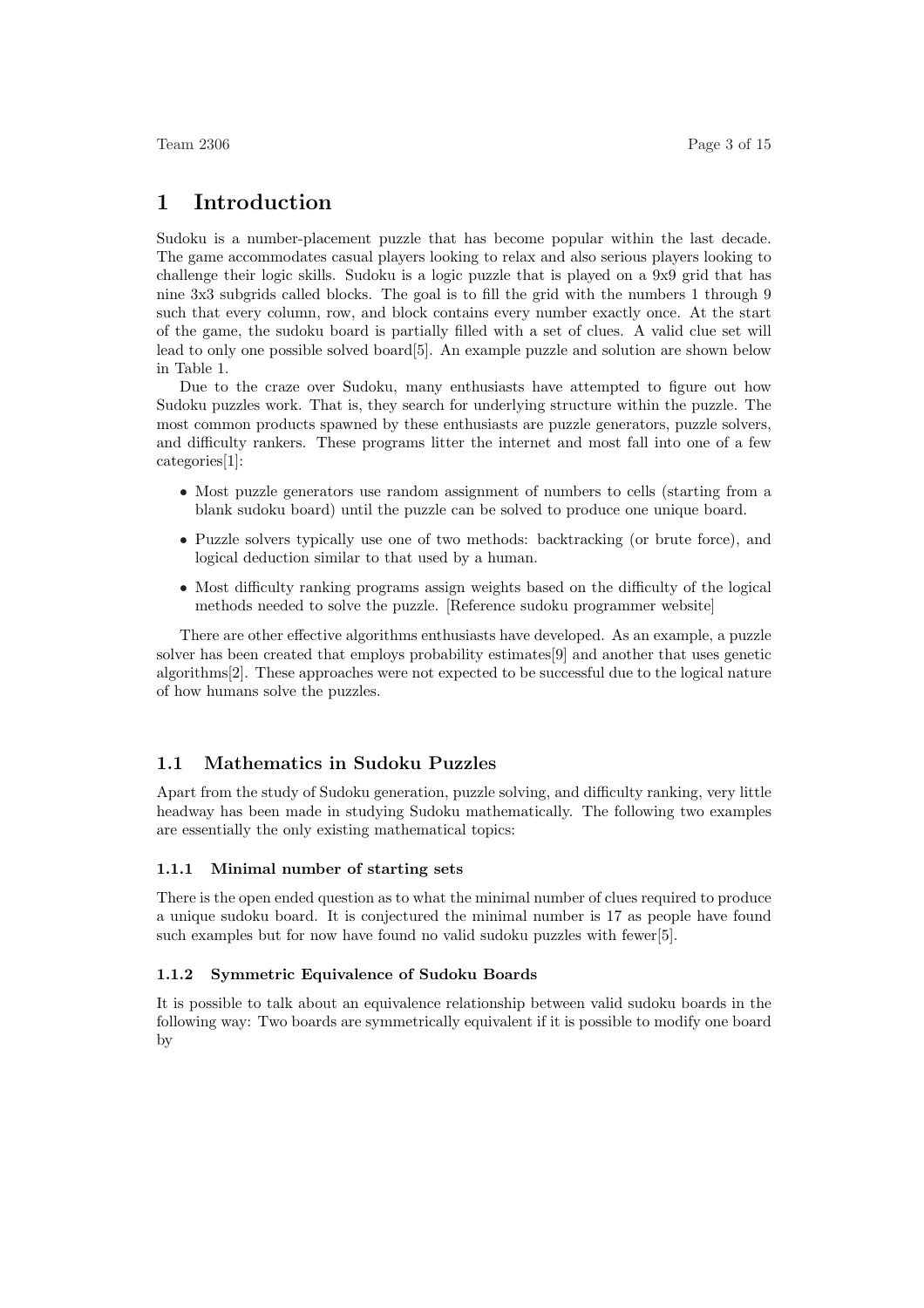# 1 Introduction

Sudoku is a number-placement puzzle that has become popular within the last decade. The game accommodates casual players looking to relax and also serious players looking to challenge their logic skills. Sudoku is a logic puzzle that is played on a 9x9 grid that has nine 3x3 subgrids called blocks. The goal is to fill the grid with the numbers 1 through 9 such that every column, row, and block contains every number exactly once. At the start of the game, the sudoku board is partially filled with a set of clues. A valid clue set will lead to only one possible solved board[5]. An example puzzle and solution are shown below in Table 1.

Due to the craze over Sudoku, many enthusiasts have attempted to figure out how Sudoku puzzles work. That is, they search for underlying structure within the puzzle. The most common products spawned by these enthusiasts are puzzle generators, puzzle solvers, and difficulty rankers. These programs litter the internet and most fall into one of a few categories[1]:

- Most puzzle generators use random assignment of numbers to cells (starting from a blank sudoku board) until the puzzle can be solved to produce one unique board.
- Puzzle solvers typically use one of two methods: backtracking (or brute force), and logical deduction similar to that used by a human.
- Most difficulty ranking programs assign weights based on the difficulty of the logical methods needed to solve the puzzle. [Reference sudoku programmer website]

There are other effective algorithms enthusiasts have developed. As an example, a puzzle solver has been created that employs probability estimates[9] and another that uses genetic algorithms[2]. These approaches were not expected to be successful due to the logical nature of how humans solve the puzzles.

## 1.1 Mathematics in Sudoku Puzzles

Apart from the study of Sudoku generation, puzzle solving, and difficulty ranking, very little headway has been made in studying Sudoku mathematically. The following two examples are essentially the only existing mathematical topics:

### 1.1.1 Minimal number of starting sets

There is the open ended question as to what the minimal number of clues required to produce a unique sudoku board. It is conjectured the minimal number is 17 as people have found such examples but for now have found no valid sudoku puzzles with fewer[5].

### 1.1.2 Symmetric Equivalence of Sudoku Boards

It is possible to talk about an equivalence relationship between valid sudoku boards in the following way: Two boards are symmetrically equivalent if it is possible to modify one board by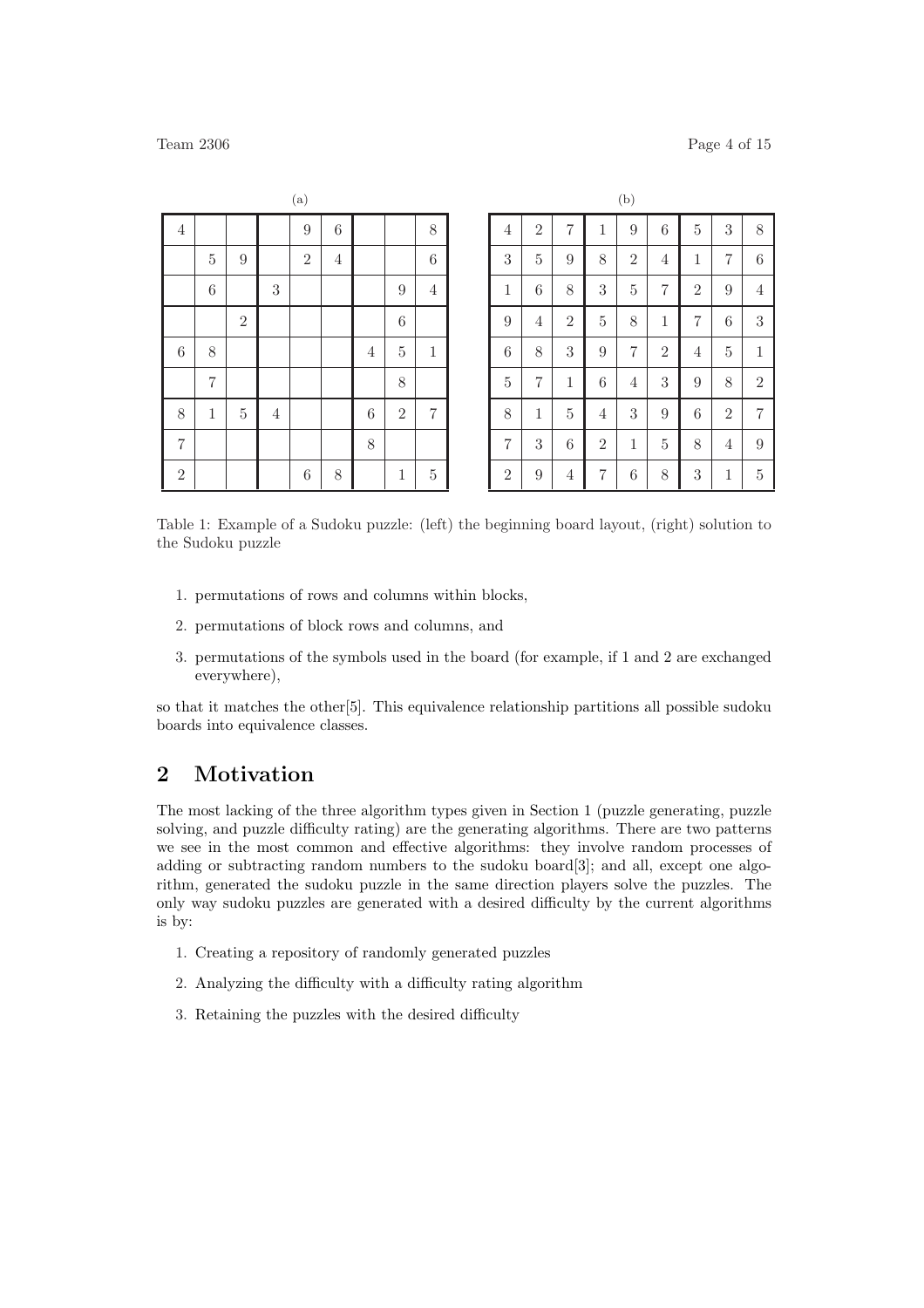(a)

| | | | | | | | | |
|---|---|---|---|---|---|---|---|---|
| 4 | | | | 9 | 6 | | | 8 |
| | 5 | 9 | | 2 | 4 | | | 6 |
| | 6 | | 3 | | | | 9 | 4 |
| | | 2 | | | | | 6 | |
| 6 | 8 | | | | | 4 | 5 | 1 |
| | 7 | | | | | | 8 | |
| 8 | 1 | 5 | 4 | | | 6 | 2 | 7 |
| 7 | | | | | | 8 | | |
| 2 | | | | 6 | 8 | | 1 | 5 |

(b)

| | | | | | | | | |
|---|---|---|---|---|---|---|---|---|
| 4 | 2 | 7 | 1 | 9 | 6 | 5 | 3 | 8 |
| 3 | 5 | 9 | 8 | 2 | 4 | 1 | 7 | 6 |
| 1 | 6 | 8 | 3 | 5 | 7 | 2 | 9 | 4 |
| 9 | 4 | 2 | 5 | 8 | 1 | 7 | 6 | 3 |
| 6 | 8 | 3 | 9 | 7 | 2 | 4 | 5 | 1 |
| 5 | 7 | 1 | 6 | 4 | 3 | 9 | 8 | 2 |
| 8 | 1 | 5 | 4 | 3 | 9 | 6 | 2 | 7 |
| 7 | 3 | 6 | 2 | 1 | 5 | 8 | 4 | 9 |
| 2 | 9 | 4 | 7 | 6 | 8 | 3 | 1 | 5 |

Table 1: Example of a Sudoku puzzle: (left) the beginning board layout, (right) solution to the Sudoku puzzle

1. permutations of rows and columns within blocks,
2. permutations of block rows and columns, and
3. permutations of the symbols used in the board (for example, if 1 and 2 are exchanged everywhere),

so that it matches the other[5]. This equivalence relationship partitions all possible sudoku boards into equivalence classes.

## 2 Motivation

The most lacking of the three algorithm types given in Section 1 (puzzle generating, puzzle solving, and puzzle difficulty rating) are the generating algorithms. There are two patterns we see in the most common and effective algorithms: they involve random processes of adding or subtracting random numbers to the sudoku board[3]; and all, except one algorithm, generated the sudoku puzzle in the same direction players solve the puzzles. The only way sudoku puzzles are generated with a desired difficulty by the current algorithms is by:

1. Creating a repository of randomly generated puzzles
2. Analyzing the difficulty with a difficulty rating algorithm
3. Retaining the puzzles with the desired difficulty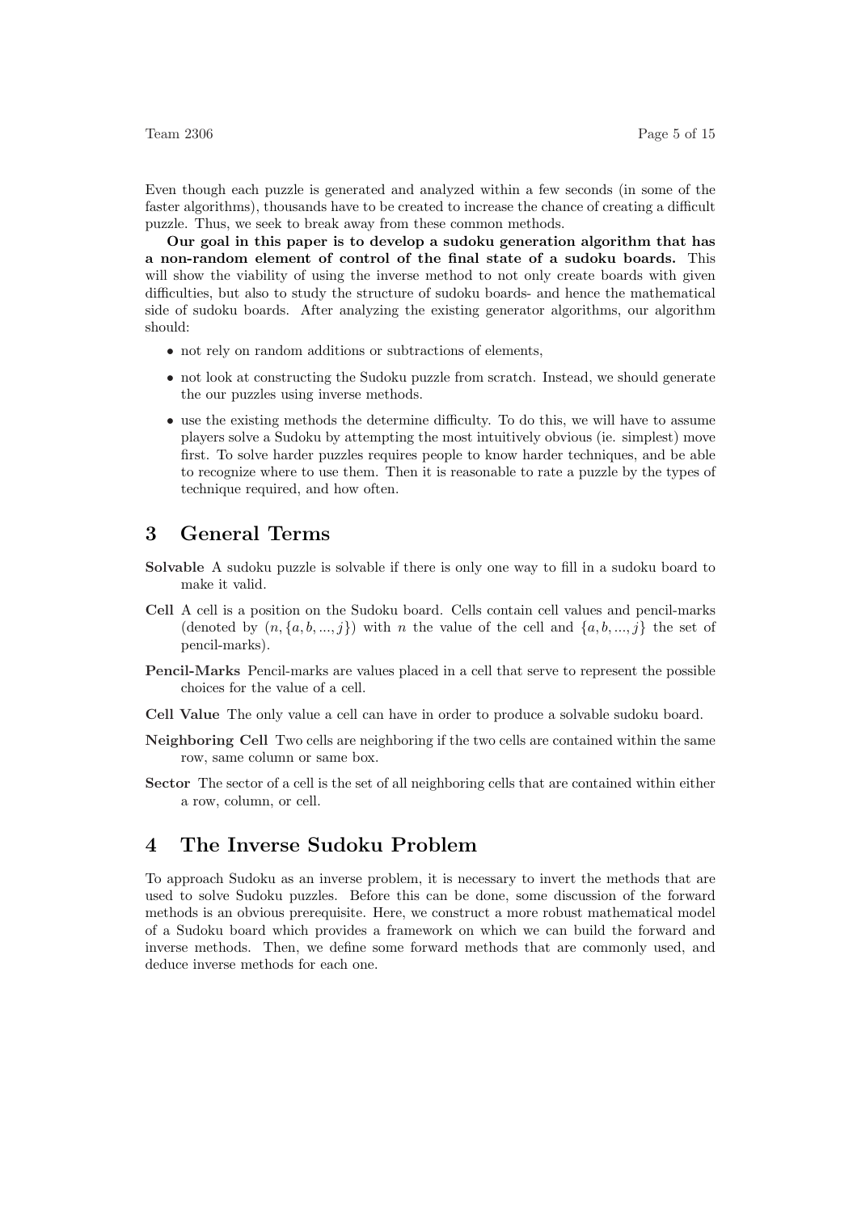Even though each puzzle is generated and analyzed within a few seconds (in some of the faster algorithms), thousands have to be created to increase the chance of creating a difficult puzzle. Thus, we seek to break away from these common methods.

**Our goal in this paper is to develop a sudoku generation algorithm that has a non-random element of control of the final state of a sudoku boards.** This will show the viability of using the inverse method to not only create boards with given difficulties, but also to study the structure of sudoku boards- and hence the mathematical side of sudoku boards. After analyzing the existing generator algorithms, our algorithm should:

- not rely on random additions or subtractions of elements,
- not look at constructing the Sudoku puzzle from scratch. Instead, we should generate the our puzzles using inverse methods.
- use the existing methods the determine difficulty. To do this, we will have to assume players solve a Sudoku by attempting the most intuitively obvious (ie. simplest) move first. To solve harder puzzles requires people to know harder techniques, and be able to recognize where to use them. Then it is reasonable to rate a puzzle by the types of technique required, and how often.

# 3 General Terms

**Solvable** A sudoku puzzle is solvable if there is only one way to fill in a sudoku board to make it valid.

**Cell** A cell is a position on the Sudoku board. Cells contain cell values and pencil-marks (denoted by $(n, \{a, b, ..., j\})$ with $n$ the value of the cell and $\{a, b, ..., j\}$ the set of pencil-marks).

**Pencil-Marks** Pencil-marks are values placed in a cell that serve to represent the possible choices for the value of a cell.

**Cell Value** The only value a cell can have in order to produce a solvable sudoku board.

**Neighboring Cell** Two cells are neighboring if the two cells are contained within the same row, same column or same box.

**Sector** The sector of a cell is the set of all neighboring cells that are contained within either a row, column, or cell.

# 4 The Inverse Sudoku Problem

To approach Sudoku as an inverse problem, it is necessary to invert the methods that are used to solve Sudoku puzzles. Before this can be done, some discussion of the forward methods is an obvious prerequisite. Here, we construct a more robust mathematical model of a Sudoku board which provides a framework on which we can build the forward and inverse methods. Then, we define some forward methods that are commonly used, and deduce inverse methods for each one.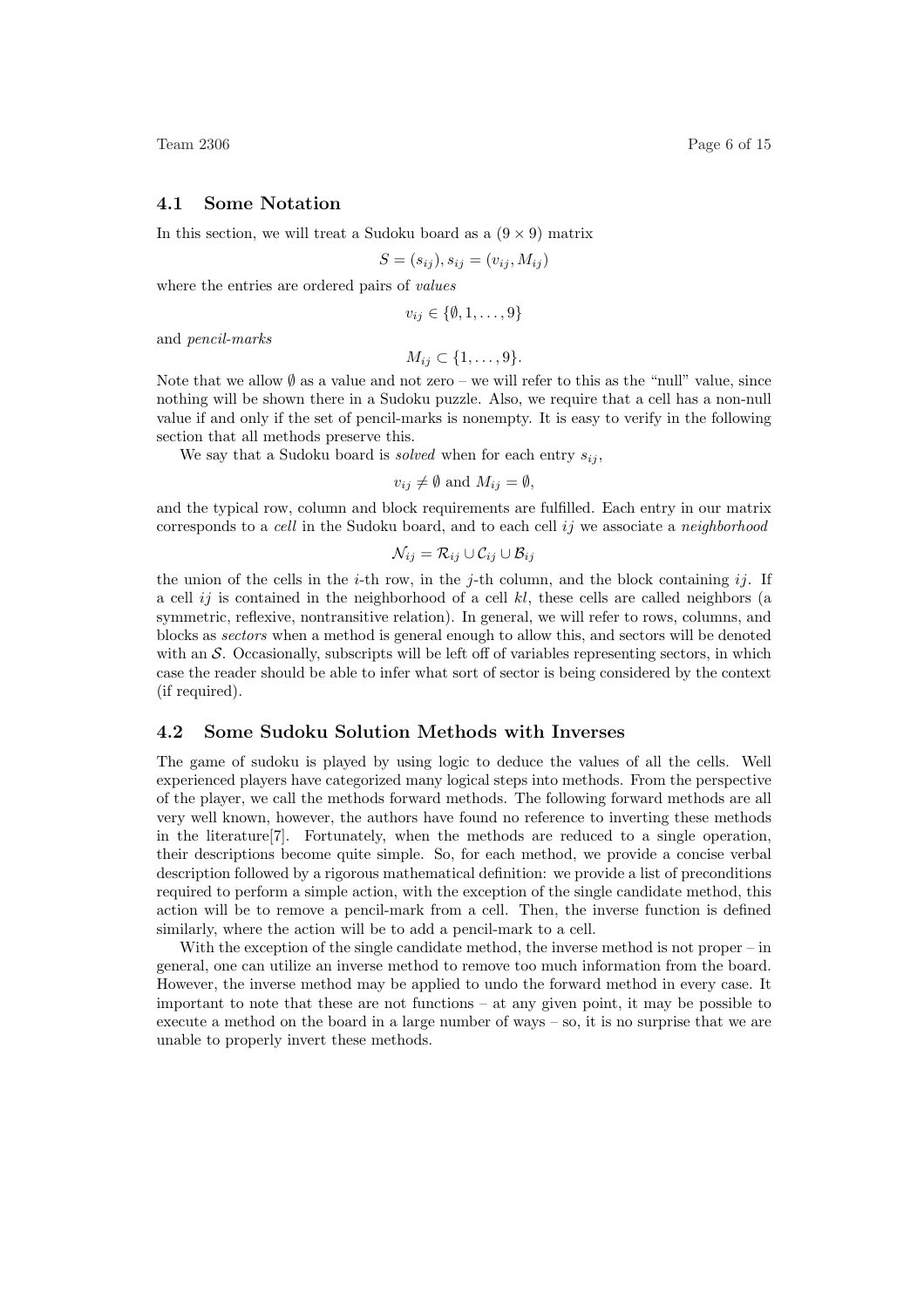## 4.1 Some Notation

In this section, we will treat a Sudoku board as a $(9 \times 9)$ matrix

$$S = (s_{ij}), s_{ij} = (v_{ij}, M_{ij})$$

where the entries are ordered pairs of *values*

$$v_{ij} \in \{\emptyset, 1, \ldots, 9\}$$

and *pencil-marks*

$$M_{ij} \subset \{1, \ldots, 9\}.$$

Note that we allow $\emptyset$ as a value and not zero – we will refer to this as the "null" value, since nothing will be shown there in a Sudoku puzzle. Also, we require that a cell has a non-null value if and only if the set of pencil-marks is nonempty. It is easy to verify in the following section that all methods preserve this.

We say that a Sudoku board is *solved* when for each entry $s_{ij}$,

$$v_{ij} \neq \emptyset \text{ and } M_{ij} = \emptyset,$$

and the typical row, column and block requirements are fulfilled. Each entry in our matrix corresponds to a *cell* in the Sudoku board, and to each cell $ij$ we associate a *neighborhood*

$$\mathcal{N}_{ij} = \mathcal{R}_{ij} \cup \mathcal{C}_{ij} \cup \mathcal{B}_{ij}$$

the union of the cells in the $i$-th row, in the $j$-th column, and the block containing $ij$. If a cell $ij$ is contained in the neighborhood of a cell $kl$, these cells are called neighbors (a symmetric, reflexive, nontransitive relation). In general, we will refer to rows, columns, and blocks as *sectors* when a method is general enough to allow this, and sectors will be denoted with an $\mathcal{S}$. Occasionally, subscripts will be left off of variables representing sectors, in which case the reader should be able to infer what sort of sector is being considered by the context (if required).

## 4.2 Some Sudoku Solution Methods with Inverses

The game of sudoku is played by using logic to deduce the values of all the cells. Well experienced players have categorized many logical steps into methods. From the perspective of the player, we call the methods forward methods. The following forward methods are all very well known, however, the authors have found no reference to inverting these methods in the literature[7]. Fortunately, when the methods are reduced to a single operation, their descriptions become quite simple. So, for each method, we provide a concise verbal description followed by a rigorous mathematical definition: we provide a list of preconditions required to perform a simple action, with the exception of the single candidate method, this action will be to remove a pencil-mark from a cell. Then, the inverse function is defined similarly, where the action will be to add a pencil-mark to a cell.

With the exception of the single candidate method, the inverse method is not proper – in general, one can utilize an inverse method to remove too much information from the board. However, the inverse method may be applied to undo the forward method in every case. It important to note that these are not functions – at any given point, it may be possible to execute a method on the board in a large number of ways – so, it is no surprise that we are unable to properly invert these methods.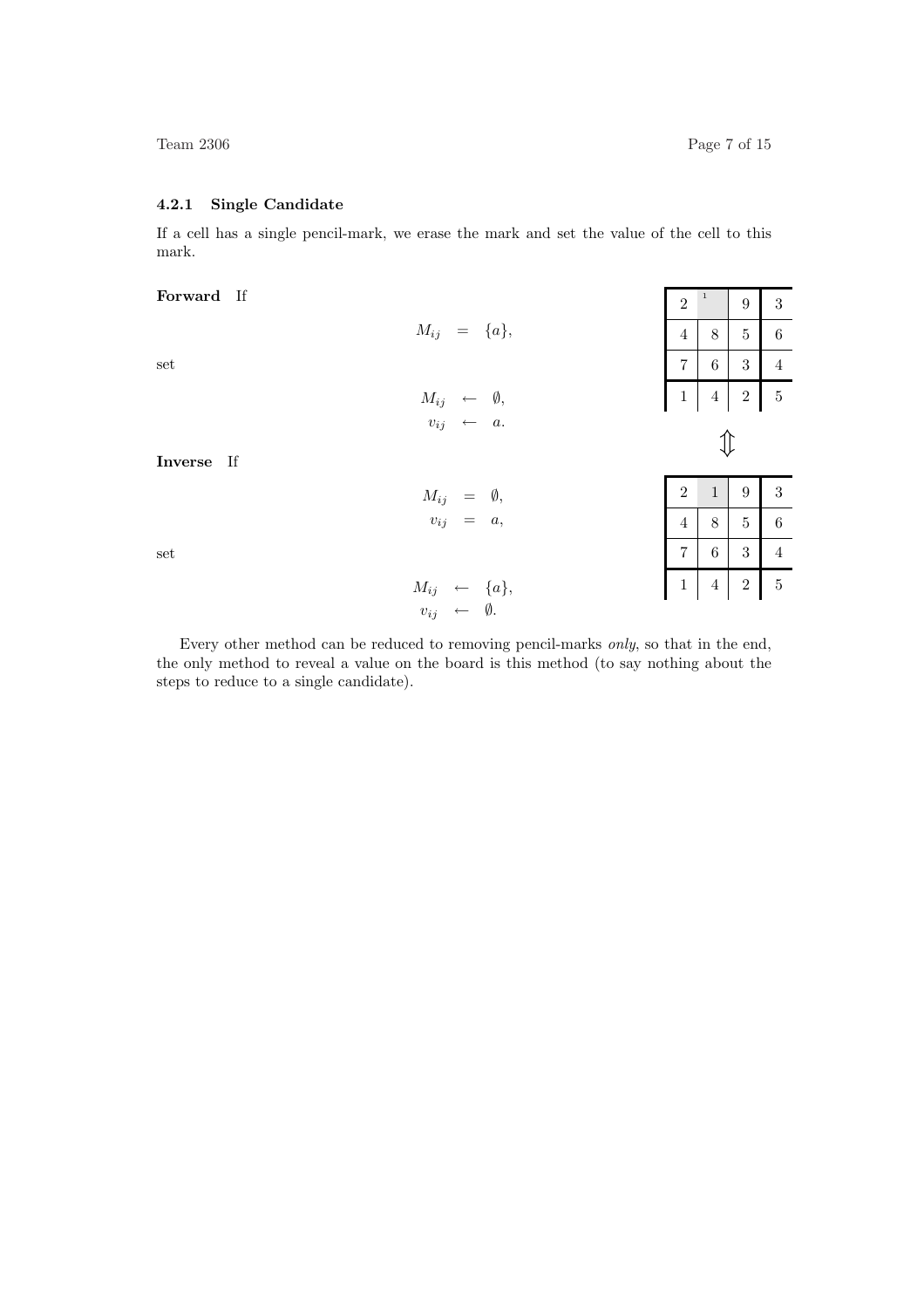### 4.2.1 Single Candidate

If a cell has a single pencil-mark, we erase the mark and set the value of the cell to this mark.

**Forward** If

$$M_{ij} = \{a\},$$

set

$$M_{ij} \leftarrow \emptyset,$$
$$v_{ij} \leftarrow a.$$

| 2 | ¹ | 9 | 3 |
|---|---|---|---|
| 4 | 8 | 5 | 6 |
| 7 | 6 | 3 | 4 |
| 1 | 4 | 2 | 5 |

⇕

| 2 | 1 | 9 | 3 |
|---|---|---|---|
| 4 | 8 | 5 | 6 |
| 7 | 6 | 3 | 4 |
| 1 | 4 | 2 | 5 |

**Inverse** If

$$M_{ij} = \emptyset,$$
$$v_{ij} = a,$$

set

$$M_{ij} \leftarrow \{a\},$$
$$v_{ij} \leftarrow \emptyset.$$

Every other method can be reduced to removing pencil-marks *only*, so that in the end, the only method to reveal a value on the board is this method (to say nothing about the steps to reduce to a single candidate).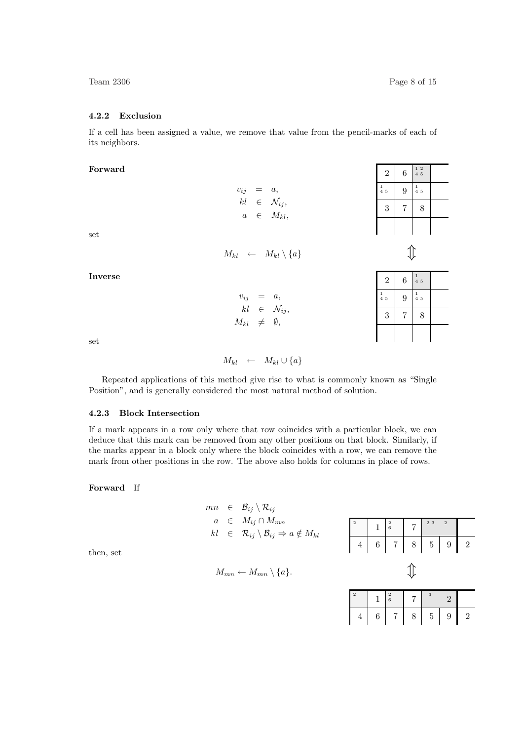### 4.2.2 Exclusion

If a cell has been assigned a value, we remove that value from the pencil-marks of each of its neighbors.

**Forward**

$$
\begin{aligned}
v_{ij} &= a, \\
kl &\in \mathcal{N}_{ij}, \\
a &\in M_{kl},
\end{aligned}
$$

set

$$M_{kl} \leftarrow M_{kl} \setminus \{a\}$$

| 2 | 6 | 1 2 4 5 | |
|---|---|---|---|
| 1 4 5 | 9 | 1 4 5 | |
| 3 | 7 | 8 | |
| | | | |

⇕

| 2 | 6 | 1 4 5 | |
|---|---|---|---|
| 1 4 5 | 9 | 1 4 5 | |
| 3 | 7 | 8 | |
| | | | |

**Inverse**

$$
\begin{aligned}
v_{ij} &= a, \\
kl &\in \mathcal{N}_{ij}, \\
M_{kl} &\neq \emptyset,
\end{aligned}
$$

set

$$M_{kl} \leftarrow M_{kl} \cup \{a\}$$

Repeated applications of this method give rise to what is commonly known as "Single Position", and is generally considered the most natural method of solution.

### 4.2.3 Block Intersection

If a mark appears in a row only where that row coincides with a particular block, we can deduce that this mark can be removed from any other positions on that block. Similarly, if the marks appear in a block only where the block coincides with a row, we can remove the mark from other positions in the row. The above also holds for columns in place of rows.

**Forward** If

$$
\begin{aligned}
mn &\in \mathcal{B}_{ij} \setminus \mathcal{R}_{ij} \\
a &\in M_{ij} \cap M_{mn} \\
kl &\in \mathcal{R}_{ij} \setminus \mathcal{B}_{ij} \Rightarrow a \notin M_{kl}
\end{aligned}
$$

then, set

$$M_{mn} \leftarrow M_{mn} \setminus \{a\}.$$

| 2 | 1 | 2 6 | 7 | 2 3 | 2 | |
|---|---|---|---|---|---|---|
| 4 | 6 | 7 | 8 | 5 | 9 | 2 |

⇕

| 2 | 1 | 2 6 | 7 | 3 | 2 | |
|---|---|---|---|---|---|---|
| 4 | 6 | 7 | 8 | 5 | 9 | 2 |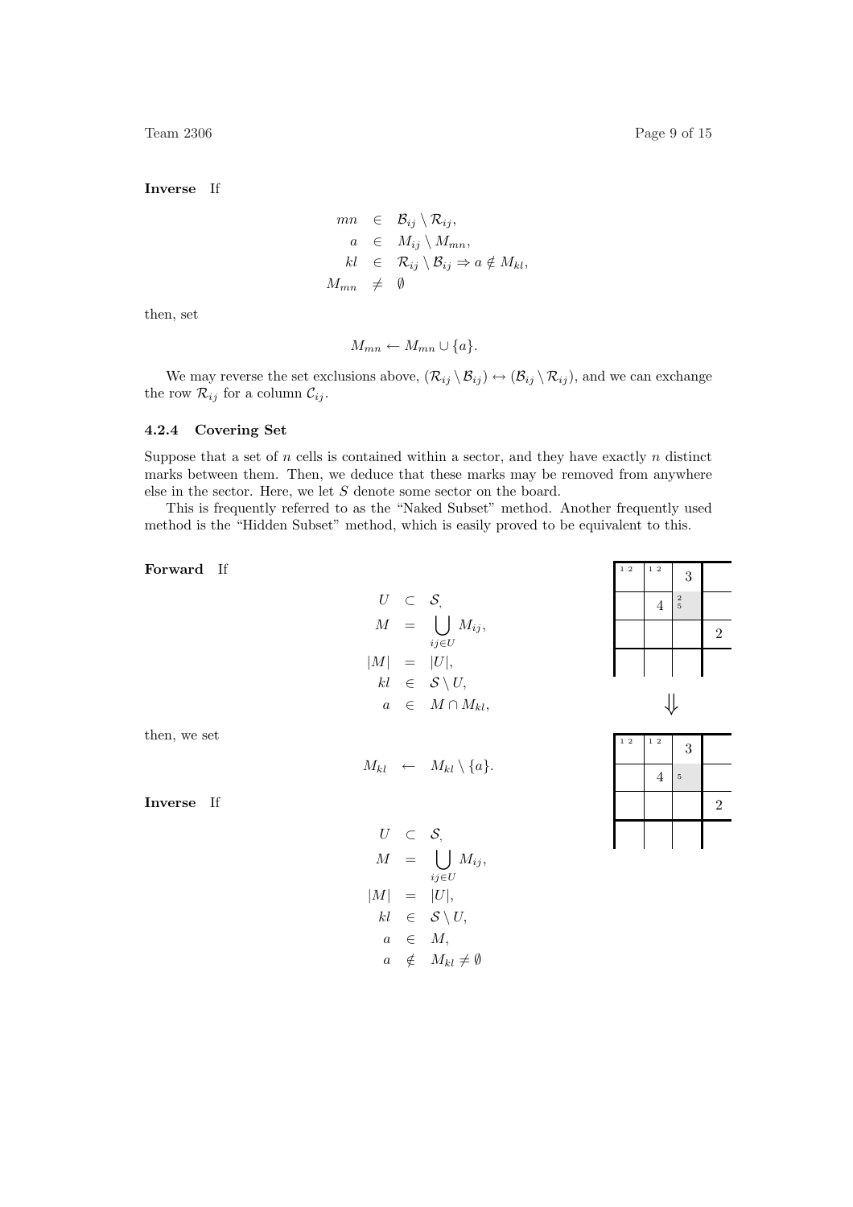**Inverse** If

$$
\begin{aligned}
mn &\in \mathcal{B}_{ij} \setminus \mathcal{R}_{ij}, \\
a &\in M_{ij} \setminus M_{mn}, \\
kl &\in \mathcal{R}_{ij} \setminus \mathcal{B}_{ij} \Rightarrow a \notin M_{kl}, \\
M_{mn} &\neq \emptyset
\end{aligned}
$$

then, set

$$
M_{mn} \leftarrow M_{mn} \cup \{a\}.
$$

We may reverse the set exclusions above, $(\mathcal{R}_{ij} \setminus \mathcal{B}_{ij}) \leftrightarrow (\mathcal{B}_{ij} \setminus \mathcal{R}_{ij})$, and we can exchange the row $\mathcal{R}_{ij}$ for a column $\mathcal{C}_{ij}$.

#### 4.2.4 Covering Set

Suppose that a set of $n$ cells is contained within a sector, and they have exactly $n$ distinct marks between them. Then, we deduce that these marks may be removed from anywhere else in the sector. Here, we let $S$ denote some sector on the board.

This is frequently referred to as the "Naked Subset" method. Another frequently used method is the "Hidden Subset" method, which is easily proved to be equivalent to this.

**Forward** If

$$
\begin{aligned}
U &\subset \mathcal{S}, \\
M &= \bigcup_{ij \in U} M_{ij}, \\
|M| &= |U|, \\
kl &\in \mathcal{S} \setminus U, \\
a &\in M \cap M_{kl},
\end{aligned}
$$

then, we set

$$
M_{kl} \leftarrow M_{kl} \setminus \{a\}.
$$

| 1 2 | 1 2 | 3 | |
|---|---|---|---|
| | 4 | 2 5 | |
| | | | 2 |
| | | | |

⇓

| 1 2 | 1 2 | 3 | |
|---|---|---|---|
| | 4 | 5 | |
| | | | 2 |
| | | | |

**Inverse** If

$$
\begin{aligned}
U &\subset \mathcal{S}, \\
M &= \bigcup_{ij \in U} M_{ij}, \\
|M| &= |U|, \\
kl &\in \mathcal{S} \setminus U, \\
a &\in M, \\
a &\notin M_{kl} \neq \emptyset
\end{aligned}
$$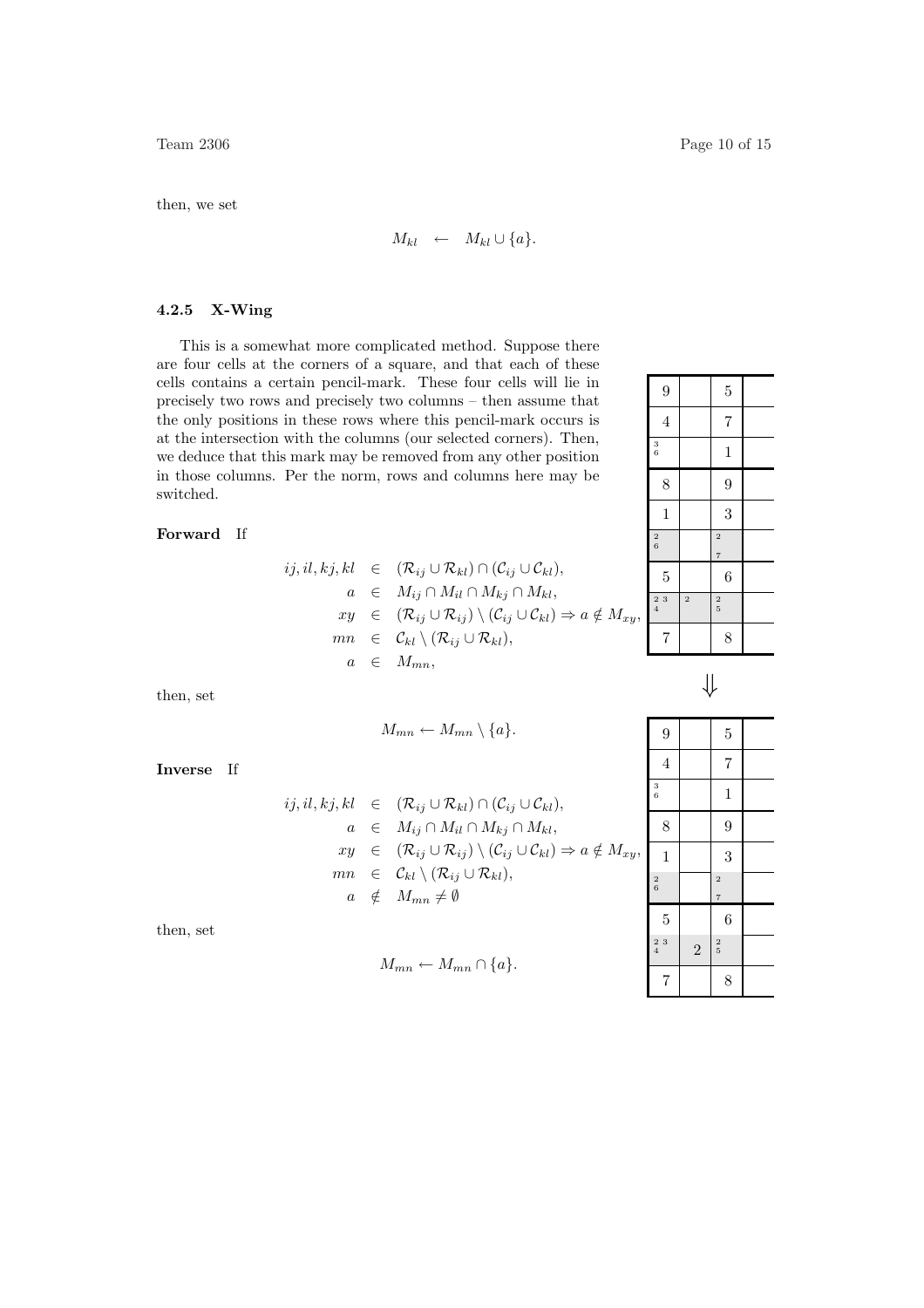then, we set

$$M_{kl} \quad \leftarrow \quad M_{kl} \cup \{a\}.$$

### 4.2.5 X-Wing

This is a somewhat more complicated method. Suppose there are four cells at the corners of a square, and that each of these cells contains a certain pencil-mark. These four cells will lie in precisely two rows and precisely two columns – then assume that the only positions in these rows where this pencil-mark occurs is at the intersection with the columns (our selected corners). Then, we deduce that this mark may be removed from any other position in those columns. Per the norm, rows and columns here may be switched.

| 9 | | 5 | |
|---|---|---|---|
| 4 | | 7 | |
| 3 6 | | 1 | |
| 8 | | 9 | |
| 1 | | 3 | |
| 2 6 | | 2 7 | |
| 5 | | 6 | |
| 2 3 4 | 2 | 2 5 | |
| 7 | | 8 | |

⇓

| 9 | | 5 | |
|---|---|---|---|
| 4 | | 7 | |
| 3 6 | | 1 | |
| 8 | | 9 | |
| 1 | | 3 | |
| 2 6 | | 2 7 | |
| 5 | | 6 | |
| 2 3 4 | 2 | 2 5 | |
| 7 | | 8 | |

**Forward** If

$$\begin{aligned}
ij, il, kj, kl &\in (\mathcal{R}_{ij} \cup \mathcal{R}_{kl}) \cap (\mathcal{C}_{ij} \cup \mathcal{C}_{kl}), \\
a &\in M_{ij} \cap M_{il} \cap M_{kj} \cap M_{kl}, \\
xy &\in (\mathcal{R}_{ij} \cup \mathcal{R}_{ij}) \setminus (\mathcal{C}_{ij} \cup \mathcal{C}_{kl}) \Rightarrow a \notin M_{xy}, \\
mn &\in \mathcal{C}_{kl} \setminus (\mathcal{R}_{ij} \cup \mathcal{R}_{kl}), \\
a &\in M_{mn},
\end{aligned}$$

then, set

$$M_{mn} \leftarrow M_{mn} \setminus \{a\}.$$

**Inverse** If

$$\begin{aligned}
ij, il, kj, kl &\in (\mathcal{R}_{ij} \cup \mathcal{R}_{kl}) \cap (\mathcal{C}_{ij} \cup \mathcal{C}_{kl}), \\
a &\in M_{ij} \cap M_{il} \cap M_{kj} \cap M_{kl}, \\
xy &\in (\mathcal{R}_{ij} \cup \mathcal{R}_{ij}) \setminus (\mathcal{C}_{ij} \cup \mathcal{C}_{kl}) \Rightarrow a \notin M_{xy}, \\
mn &\in \mathcal{C}_{kl} \setminus (\mathcal{R}_{ij} \cup \mathcal{R}_{kl}), \\
a &\notin M_{mn} \neq \emptyset
\end{aligned}$$

then, set

$$M_{mn} \leftarrow M_{mn} \cap \{a\}.$$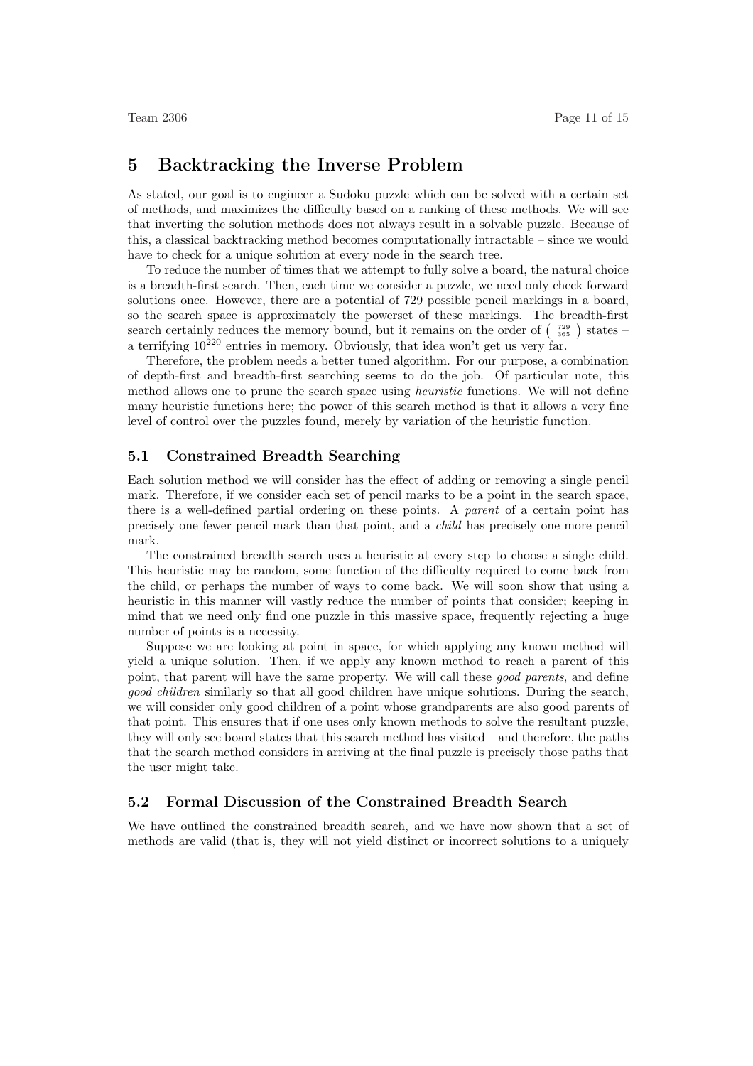# 5 Backtracking the Inverse Problem

As stated, our goal is to engineer a Sudoku puzzle which can be solved with a certain set of methods, and maximizes the difficulty based on a ranking of these methods. We will see that inverting the solution methods does not always result in a solvable puzzle. Because of this, a classical backtracking method becomes computationally intractable – since we would have to check for a unique solution at every node in the search tree.

To reduce the number of times that we attempt to fully solve a board, the natural choice is a breadth-first search. Then, each time we consider a puzzle, we need only check forward solutions once. However, there are a potential of 729 possible pencil markings in a board, so the search space is approximately the powerset of these markings. The breadth-first search certainly reduces the memory bound, but it remains on the order of $\binom{729}{365}$ states – a terrifying $10^{220}$ entries in memory. Obviously, that idea won't get us very far.

Therefore, the problem needs a better tuned algorithm. For our purpose, a combination of depth-first and breadth-first searching seems to do the job. Of particular note, this method allows one to prune the search space using *heuristic* functions. We will not define many heuristic functions here; the power of this search method is that it allows a very fine level of control over the puzzles found, merely by variation of the heuristic function.

## 5.1 Constrained Breadth Searching

Each solution method we will consider has the effect of adding or removing a single pencil mark. Therefore, if we consider each set of pencil marks to be a point in the search space, there is a well-defined partial ordering on these points. A *parent* of a certain point has precisely one fewer pencil mark than that point, and a *child* has precisely one more pencil mark.

The constrained breadth search uses a heuristic at every step to choose a single child. This heuristic may be random, some function of the difficulty required to come back from the child, or perhaps the number of ways to come back. We will soon show that using a heuristic in this manner will vastly reduce the number of points that consider; keeping in mind that we need only find one puzzle in this massive space, frequently rejecting a huge number of points is a necessity.

Suppose we are looking at point in space, for which applying any known method will yield a unique solution. Then, if we apply any known method to reach a parent of this point, that parent will have the same property. We will call these *good parents*, and define *good children* similarly so that all good children have unique solutions. During the search, we will consider only good children of a point whose grandparents are also good parents of that point. This ensures that if one uses only known methods to solve the resultant puzzle, they will only see board states that this search method has visited – and therefore, the paths that the search method considers in arriving at the final puzzle is precisely those paths that the user might take.

## 5.2 Formal Discussion of the Constrained Breadth Search

We have outlined the constrained breadth search, and we have now shown that a set of methods are valid (that is, they will not yield distinct or incorrect solutions to a uniquely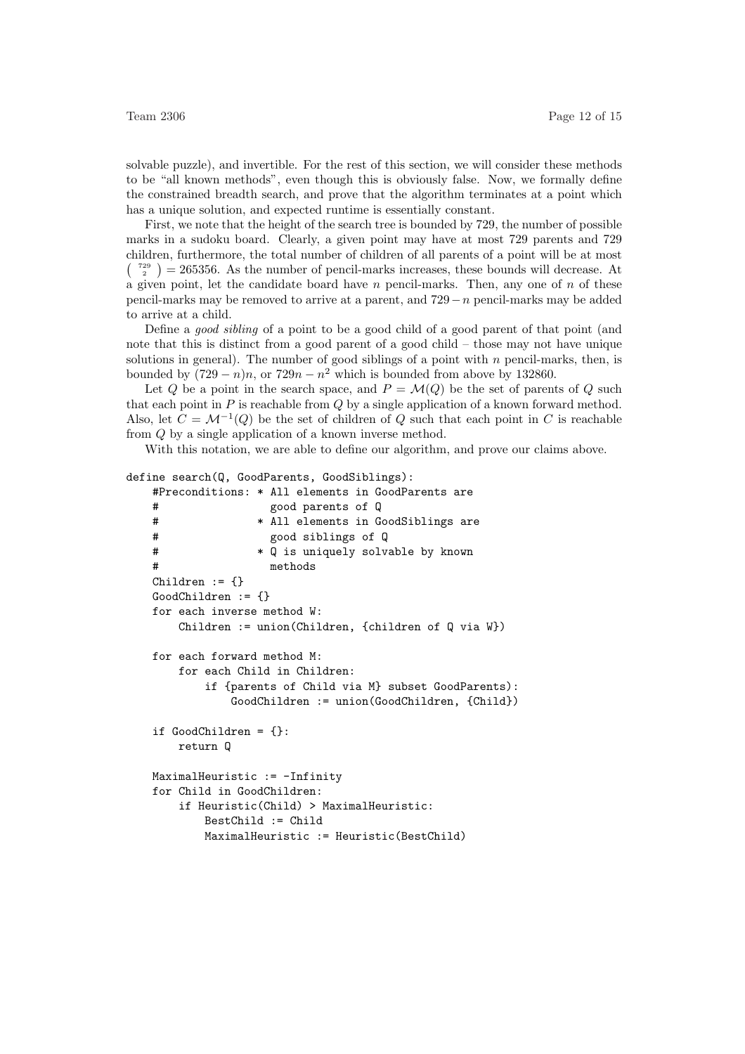solvable puzzle), and invertible. For the rest of this section, we will consider these methods to be "all known methods", even though this is obviously false. Now, we formally define the constrained breadth search, and prove that the algorithm terminates at a point which has a unique solution, and expected runtime is essentially constant.

First, we note that the height of the search tree is bounded by 729, the number of possible marks in a sudoku board. Clearly, a given point may have at most 729 parents and 729 children, furthermore, the total number of children of all parents of a point will be at most $\binom{729}{2} = 265356$. As the number of pencil-marks increases, these bounds will decrease. At a given point, let the candidate board have $n$ pencil-marks. Then, any one of $n$ of these pencil-marks may be removed to arrive at a parent, and $729 - n$ pencil-marks may be added to arrive at a child.

Define a *good sibling* of a point to be a good child of a good parent of that point (and note that this is distinct from a good parent of a good child – those may not have unique solutions in general). The number of good siblings of a point with $n$ pencil-marks, then, is bounded by $(729 - n)n$, or $729n - n^2$ which is bounded from above by 132860.

Let $Q$ be a point in the search space, and $P = \mathcal{M}(Q)$ be the set of parents of $Q$ such that each point in $P$ is reachable from $Q$ by a single application of a known forward method. Also, let $C = \mathcal{M}^{-1}(Q)$ be the set of children of $Q$ such that each point in $C$ is reachable from $Q$ by a single application of a known inverse method.

With this notation, we are able to define our algorithm, and prove our claims above.

```
define search(Q, GoodParents, GoodSiblings):
    #Preconditions: * All elements in GoodParents are
    #                 good parents of Q
    #               * All elements in GoodSiblings are
    #                 good siblings of Q
    #               * Q is uniquely solvable by known
    #                 methods
    Children := {}
    GoodChildren := {}
    for each inverse method W:
        Children := union(Children, {children of Q via W})

    for each forward method M:
        for each Child in Children:
            if {parents of Child via M} subset GoodParents):
                GoodChildren := union(GoodChildren, {Child})

    if GoodChildren = {}:
        return Q

    MaximalHeuristic := -Infinity
    for Child in GoodChildren:
        if Heuristic(Child) > MaximalHeuristic:
            BestChild := Child
            MaximalHeuristic := Heuristic(BestChild)
```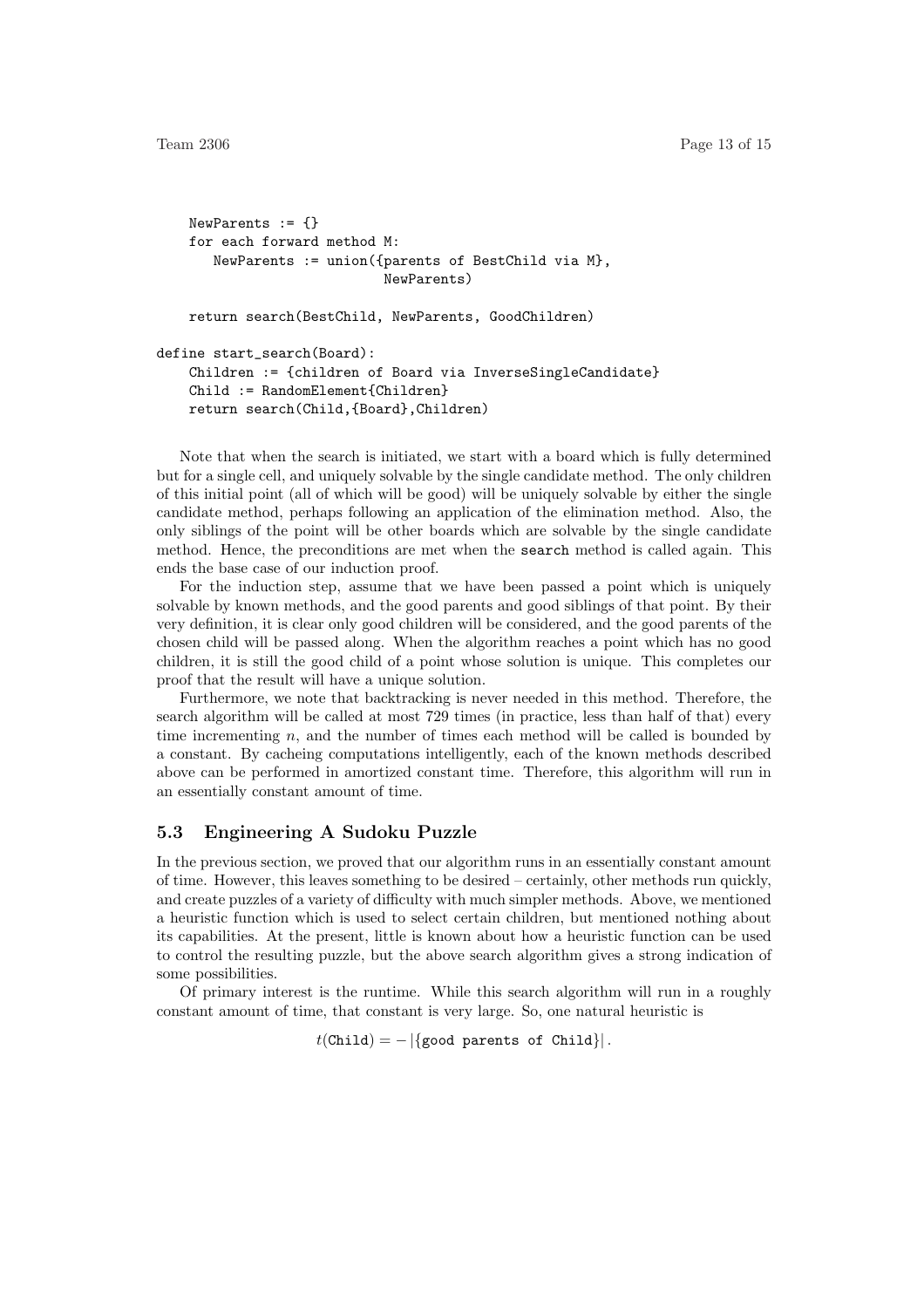```
    NewParents := {}
    for each forward method M:
       NewParents := union({parents of BestChild via M},
                           NewParents)

    return search(BestChild, NewParents, GoodChildren)

define start_search(Board):
    Children := {children of Board via InverseSingleCandidate}
    Child := RandomElement{Children}
    return search(Child,{Board},Children)
```

Note that when the search is initiated, we start with a board which is fully determined but for a single cell, and uniquely solvable by the single candidate method. The only children of this initial point (all of which will be good) will be uniquely solvable by either the single candidate method, perhaps following an application of the elimination method. Also, the only siblings of the point will be other boards which are solvable by the single candidate method. Hence, the preconditions are met when the `search` method is called again. This ends the base case of our induction proof.

For the induction step, assume that we have been passed a point which is uniquely solvable by known methods, and the good parents and good siblings of that point. By their very definition, it is clear only good children will be considered, and the good parents of the chosen child will be passed along. When the algorithm reaches a point which has no good children, it is still the good child of a point whose solution is unique. This completes our proof that the result will have a unique solution.

Furthermore, we note that backtracking is never needed in this method. Therefore, the search algorithm will be called at most 729 times (in practice, less than half of that) every time incrementing $n$, and the number of times each method will be called is bounded by a constant. By cacheing computations intelligently, each of the known methods described above can be performed in amortized constant time. Therefore, this algorithm will run in an essentially constant amount of time.

### 5.3 Engineering A Sudoku Puzzle

In the previous section, we proved that our algorithm runs in an essentially constant amount of time. However, this leaves something to be desired – certainly, other methods run quickly, and create puzzles of a variety of difficulty with much simpler methods. Above, we mentioned a heuristic function which is used to select certain children, but mentioned nothing about its capabilities. At the present, little is known about how a heuristic function can be used to control the resulting puzzle, but the above search algorithm gives a strong indication of some possibilities.

Of primary interest is the runtime. While this search algorithm will run in a roughly constant amount of time, that constant is very large. So, one natural heuristic is

$$t(\texttt{Child}) = -\left|\{\texttt{good parents of Child}\}\right|.$$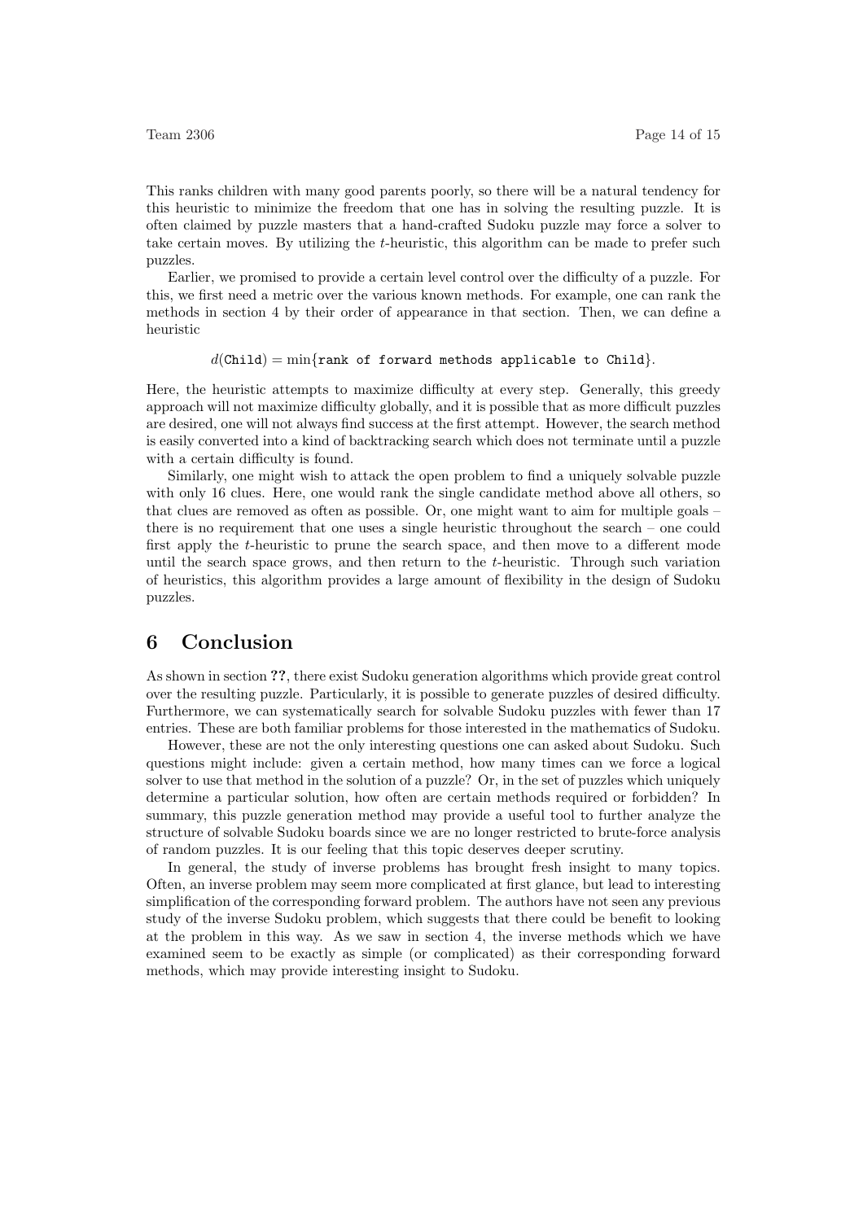This ranks children with many good parents poorly, so there will be a natural tendency for this heuristic to minimize the freedom that one has in solving the resulting puzzle. It is often claimed by puzzle masters that a hand-crafted Sudoku puzzle may force a solver to take certain moves. By utilizing the $t$-heuristic, this algorithm can be made to prefer such puzzles.

Earlier, we promised to provide a certain level control over the difficulty of a puzzle. For this, we first need a metric over the various known methods. For example, one can rank the methods in section 4 by their order of appearance in that section. Then, we can define a heuristic

$$d(\texttt{Child}) = \min\{\texttt{rank of forward methods applicable to Child}\}.$$

Here, the heuristic attempts to maximize difficulty at every step. Generally, this greedy approach will not maximize difficulty globally, and it is possible that as more difficult puzzles are desired, one will not always find success at the first attempt. However, the search method is easily converted into a kind of backtracking search which does not terminate until a puzzle with a certain difficulty is found.

Similarly, one might wish to attack the open problem to find a uniquely solvable puzzle with only 16 clues. Here, one would rank the single candidate method above all others, so that clues are removed as often as possible. Or, one might want to aim for multiple goals – there is no requirement that one uses a single heuristic throughout the search – one could first apply the $t$-heuristic to prune the search space, and then move to a different mode until the search space grows, and then return to the $t$-heuristic. Through such variation of heuristics, this algorithm provides a large amount of flexibility in the design of Sudoku puzzles.

# 6 Conclusion

As shown in section **??**, there exist Sudoku generation algorithms which provide great control over the resulting puzzle. Particularly, it is possible to generate puzzles of desired difficulty. Furthermore, we can systematically search for solvable Sudoku puzzles with fewer than 17 entries. These are both familiar problems for those interested in the mathematics of Sudoku.

However, these are not the only interesting questions one can asked about Sudoku. Such questions might include: given a certain method, how many times can we force a logical solver to use that method in the solution of a puzzle? Or, in the set of puzzles which uniquely determine a particular solution, how often are certain methods required or forbidden? In summary, this puzzle generation method may provide a useful tool to further analyze the structure of solvable Sudoku boards since we are no longer restricted to brute-force analysis of random puzzles. It is our feeling that this topic deserves deeper scrutiny.

In general, the study of inverse problems has brought fresh insight to many topics. Often, an inverse problem may seem more complicated at first glance, but lead to interesting simplification of the corresponding forward problem. The authors have not seen any previous study of the inverse Sudoku problem, which suggests that there could be benefit to looking at the problem in this way. As we saw in section 4, the inverse methods which we have examined seem to be exactly as simple (or complicated) as their corresponding forward methods, which may provide interesting insight to Sudoku.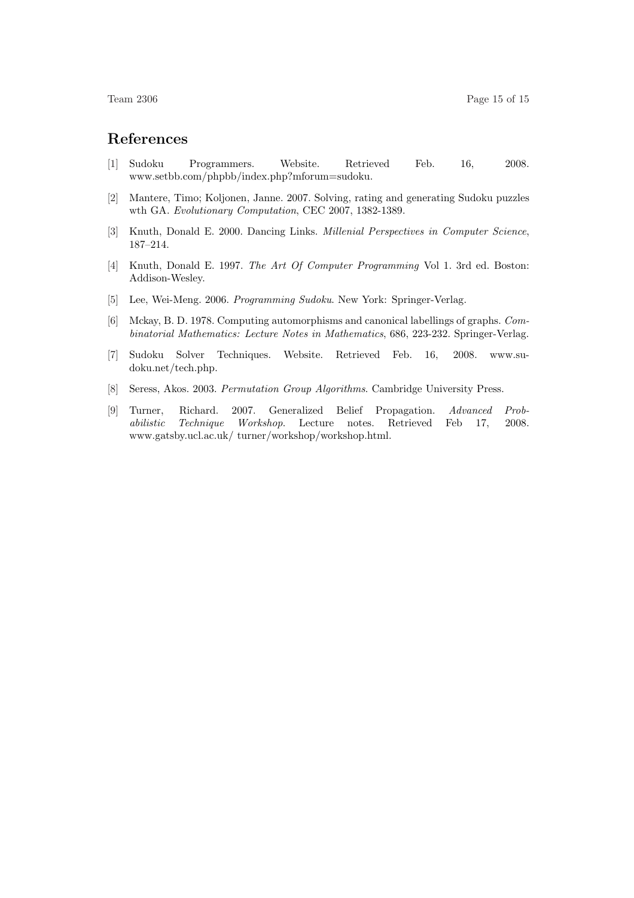## References

[1] Sudoku Programmers. Website. Retrieved Feb. 16, 2008. www.setbb.com/phpbb/index.php?mforum=sudoku.

[2] Mantere, Timo; Koljonen, Janne. 2007. Solving, rating and generating Sudoku puzzles wth GA. *Evolutionary Computation*, CEC 2007, 1382-1389.

[3] Knuth, Donald E. 2000. Dancing Links. *Millenial Perspectives in Computer Science*, 187–214.

[4] Knuth, Donald E. 1997. *The Art Of Computer Programming* Vol 1. 3rd ed. Boston: Addison-Wesley.

[5] Lee, Wei-Meng. 2006. *Programming Sudoku*. New York: Springer-Verlag.

[6] Mckay, B. D. 1978. Computing automorphisms and canonical labellings of graphs. *Combinatorial Mathematics: Lecture Notes in Mathematics*, 686, 223-232. Springer-Verlag.

[7] Sudoku Solver Techniques. Website. Retrieved Feb. 16, 2008. www.sudoku.net/tech.php.

[8] Seress, Akos. 2003. *Permutation Group Algorithms*. Cambridge University Press.

[9] Turner, Richard. 2007. Generalized Belief Propagation. *Advanced Probabilistic Technique Workshop*. Lecture notes. Retrieved Feb 17, 2008. www.gatsby.ucl.ac.uk/ turner/workshop/workshop.html.